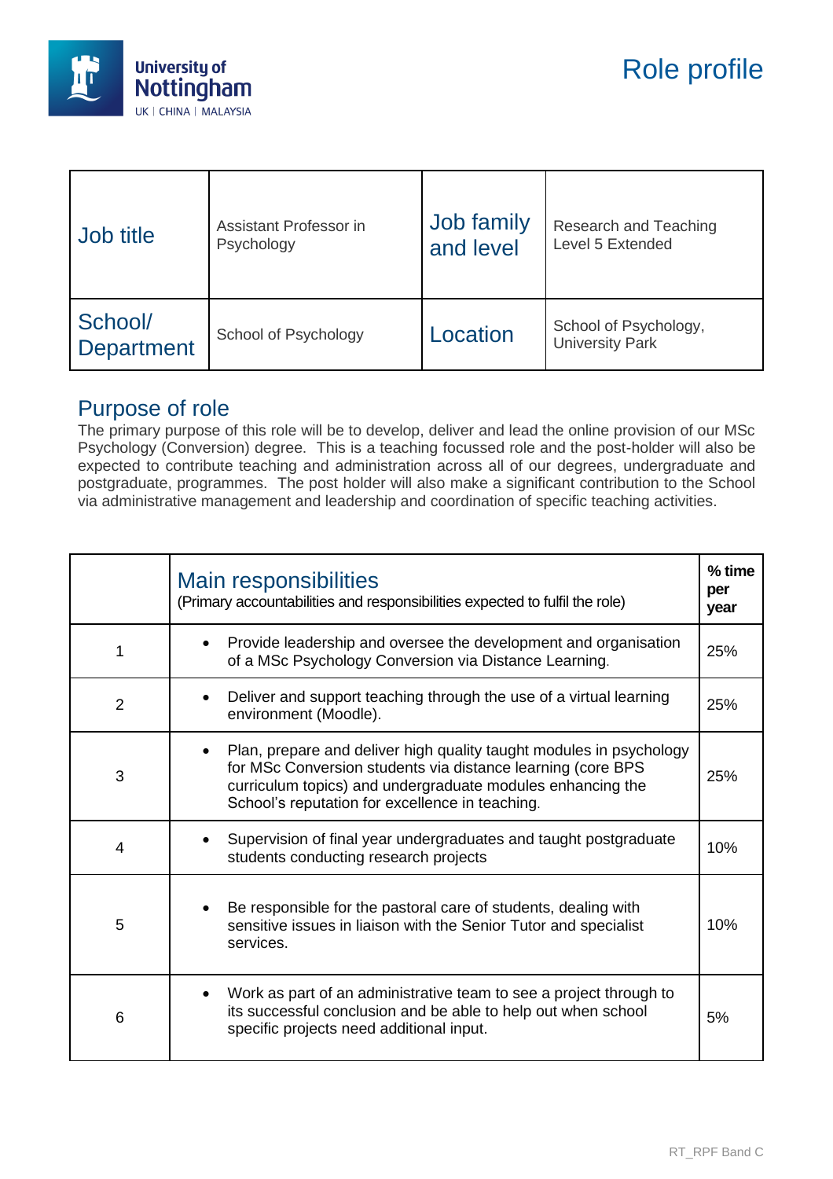# Role profile

| Job title | Assistant Professor in Psychology | Job family and level | Research and Teaching Level 5 Extended |
|---|---|---|---|
| School/ Department | School of Psychology | Location | School of Psychology, University Park |

## Purpose of role

The primary purpose of this role will be to develop, deliver and lead the online provision of our MSc Psychology (Conversion) degree. This is a teaching focussed role and the post-holder will also be expected to contribute teaching and administration across all of our degrees, undergraduate and postgraduate, programmes. The post holder will also make a significant contribution to the School via administrative management and leadership and coordination of specific teaching activities.

| | **Main responsibilities** (Primary accountabilities and responsibilities expected to fulfil the role) | **% time per year** |
|---|---|---|
| 1 | • Provide leadership and oversee the development and organisation of a MSc Psychology Conversion via Distance Learning. | 25% |
| 2 | • Deliver and support teaching through the use of a virtual learning environment (Moodle). | 25% |
| 3 | • Plan, prepare and deliver high quality taught modules in psychology for MSc Conversion students via distance learning (core BPS curriculum topics) and undergraduate modules enhancing the School's reputation for excellence in teaching. | 25% |
| 4 | • Supervision of final year undergraduates and taught postgraduate students conducting research projects | 10% |
| 5 | • Be responsible for the pastoral care of students, dealing with sensitive issues in liaison with the Senior Tutor and specialist services. | 10% |
| 6 | • Work as part of an administrative team to see a project through to its successful conclusion and be able to help out when school specific projects need additional input. | 5% |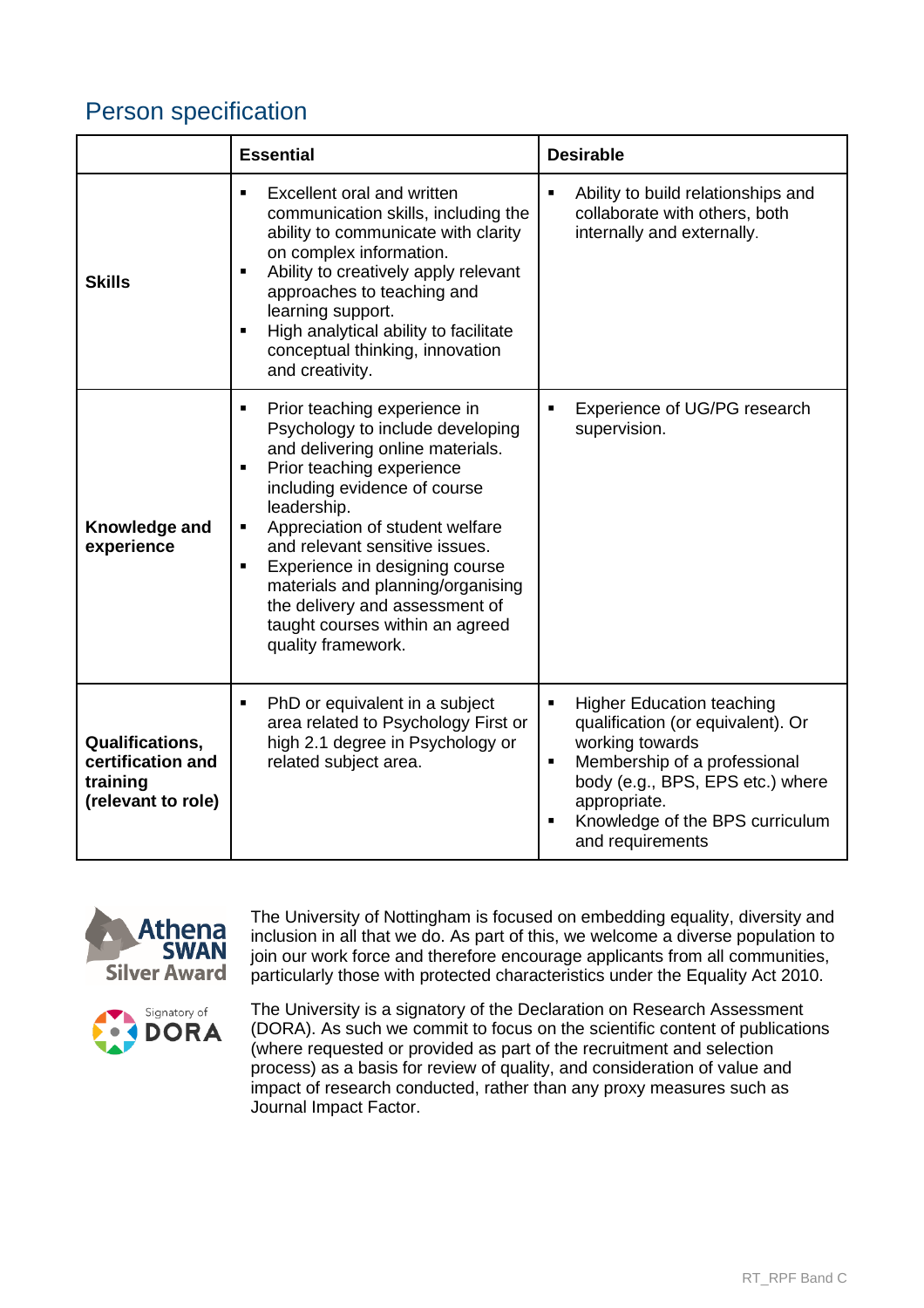## Person specification

| | Essential | Desirable |
|---|---|---|
| **Skills** | ▪ Excellent oral and written communication skills, including the ability to communicate with clarity on complex information.<br>▪ Ability to creatively apply relevant approaches to teaching and learning support.<br>▪ High analytical ability to facilitate conceptual thinking, innovation and creativity. | ▪ Ability to build relationships and collaborate with others, both internally and externally. |
| **Knowledge and experience** | ▪ Prior teaching experience in Psychology to include developing and delivering online materials.<br>▪ Prior teaching experience including evidence of course leadership.<br>▪ Appreciation of student welfare and relevant sensitive issues.<br>▪ Experience in designing course materials and planning/organising the delivery and assessment of taught courses within an agreed quality framework. | ▪ Experience of UG/PG research supervision. |
| **Qualifications, certification and training (relevant to role)** | ▪ PhD or equivalent in a subject area related to Psychology First or high 2.1 degree in Psychology or related subject area. | ▪ Higher Education teaching qualification (or equivalent). Or working towards<br>▪ Membership of a professional body (e.g., BPS, EPS etc.) where appropriate.<br>▪ Knowledge of the BPS curriculum and requirements |

Athena SWAN Silver Award

The University of Nottingham is focused on embedding equality, diversity and inclusion in all that we do. As part of this, we welcome a diverse population to join our work force and therefore encourage applicants from all communities, particularly those with protected characteristics under the Equality Act 2010.

Signatory of DORA

The University is a signatory of the Declaration on Research Assessment (DORA). As such we commit to focus on the scientific content of publications (where requested or provided as part of the recruitment and selection process) as a basis for review of quality, and consideration of value and impact of research conducted, rather than any proxy measures such as Journal Impact Factor.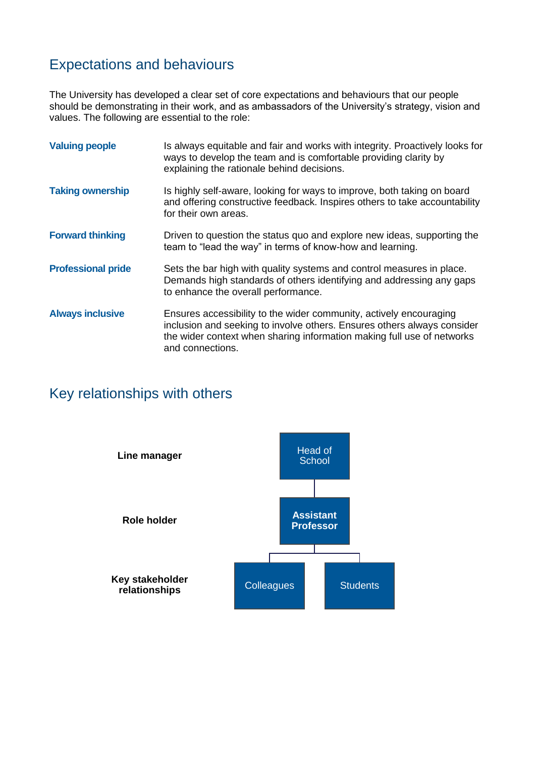## Expectations and behaviours

The University has developed a clear set of core expectations and behaviours that our people should be demonstrating in their work, and as ambassadors of the University's strategy, vision and values. The following are essential to the role:

| | |
|---|---|
| **Valuing people** | Is always equitable and fair and works with integrity. Proactively looks for ways to develop the team and is comfortable providing clarity by explaining the rationale behind decisions. |
| **Taking ownership** | Is highly self-aware, looking for ways to improve, both taking on board and offering constructive feedback. Inspires others to take accountability for their own areas. |
| **Forward thinking** | Driven to question the status quo and explore new ideas, supporting the team to "lead the way" in terms of know-how and learning. |
| **Professional pride** | Sets the bar high with quality systems and control measures in place. Demands high standards of others identifying and addressing any gaps to enhance the overall performance. |
| **Always inclusive** | Ensures accessibility to the wider community, actively encouraging inclusion and seeking to involve others. Ensures others always consider the wider context when sharing information making full use of networks and connections. |

## Key relationships with others

**Line manager**

Head of School

**Role holder**

**Assistant Professor**

**Key stakeholder relationships**

Colleagues

Students